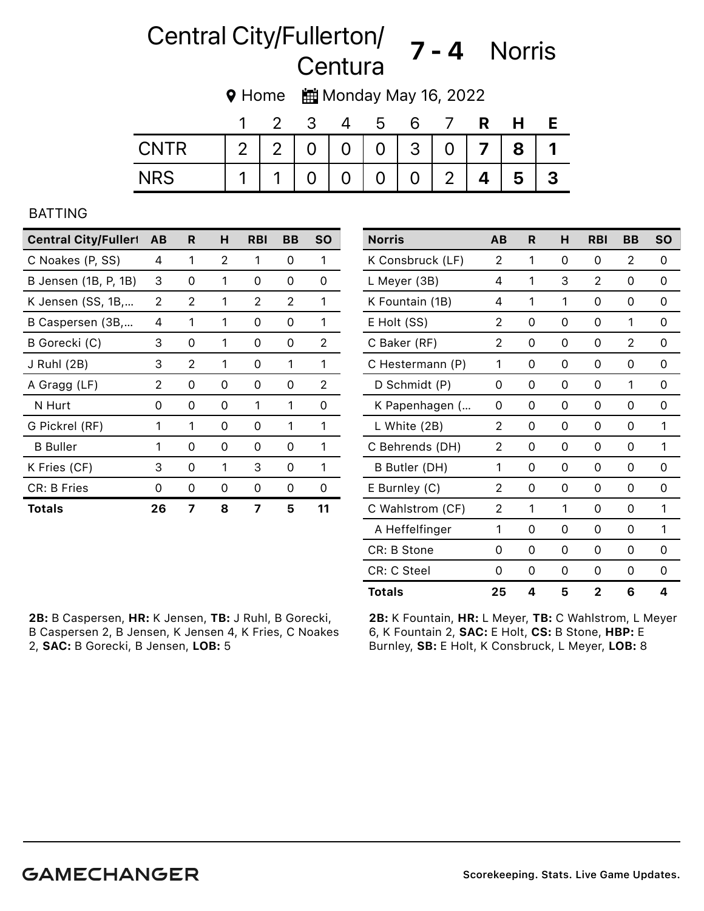# Central City/Fullerton/Centura 7 - 4 Norris

Home | Monday May 16, 2022

| | 1 | 2 | 3 | 4 | 5 | 6 | 7 | R | H | E |
|---|---|---|---|---|---|---|---|---|---|---|
| CNTR | 2 | 2 | 0 | 0 | 0 | 3 | 0 | 7 | 8 | 1 |
| NRS | 1 | 1 | 0 | 0 | 0 | 0 | 2 | 4 | 5 | 3 |

## BATTING

| Central City/Fullert | AB | R | H | RBI | BB | SO |
|---|---|---|---|---|---|---|
| C Noakes (P, SS) | 4 | 1 | 2 | 1 | 0 | 1 |
| B Jensen (1B, P, 1B) | 3 | 0 | 1 | 0 | 0 | 0 |
| K Jensen (SS, 1B,... | 2 | 2 | 1 | 2 | 2 | 1 |
| B Caspersen (3B,... | 4 | 1 | 1 | 0 | 0 | 1 |
| B Gorecki (C) | 3 | 0 | 1 | 0 | 0 | 2 |
| J Ruhl (2B) | 3 | 2 | 1 | 0 | 1 | 1 |
| A Gragg (LF) | 2 | 0 | 0 | 0 | 0 | 2 |
| N Hurt | 0 | 0 | 0 | 1 | 1 | 0 |
| G Pickrel (RF) | 1 | 1 | 0 | 0 | 1 | 1 |
| B Buller | 1 | 0 | 0 | 0 | 0 | 1 |
| K Fries (CF) | 3 | 0 | 1 | 3 | 0 | 1 |
| CR: B Fries | 0 | 0 | 0 | 0 | 0 | 0 |
| **Totals** | **26** | **7** | **8** | **7** | **5** | **11** |

**2B:** B Caspersen, **HR:** K Jensen, **TB:** J Ruhl, B Gorecki, B Caspersen 2, B Jensen, K Jensen 4, K Fries, C Noakes 2, **SAC:** B Gorecki, B Jensen, **LOB:** 5

| Norris | AB | R | H | RBI | BB | SO |
|---|---|---|---|---|---|---|
| K Consbruck (LF) | 2 | 1 | 0 | 0 | 2 | 0 |
| L Meyer (3B) | 4 | 1 | 3 | 2 | 0 | 0 |
| K Fountain (1B) | 4 | 1 | 1 | 0 | 0 | 0 |
| E Holt (SS) | 2 | 0 | 0 | 0 | 1 | 0 |
| C Baker (RF) | 2 | 0 | 0 | 0 | 2 | 0 |
| C Hestermann (P) | 1 | 0 | 0 | 0 | 0 | 0 |
| D Schmidt (P) | 0 | 0 | 0 | 0 | 1 | 0 |
| K Papenhagen (... | 0 | 0 | 0 | 0 | 0 | 0 |
| L White (2B) | 2 | 0 | 0 | 0 | 0 | 1 |
| C Behrends (DH) | 2 | 0 | 0 | 0 | 0 | 1 |
| B Butler (DH) | 1 | 0 | 0 | 0 | 0 | 0 |
| E Burnley (C) | 2 | 0 | 0 | 0 | 0 | 0 |
| C Wahlstrom (CF) | 2 | 1 | 1 | 0 | 0 | 1 |
| A Heffelfinger | 1 | 0 | 0 | 0 | 0 | 1 |
| CR: B Stone | 0 | 0 | 0 | 0 | 0 | 0 |
| CR: C Steel | 0 | 0 | 0 | 0 | 0 | 0 |
| **Totals** | **25** | **4** | **5** | **2** | **6** | **4** |

**2B:** K Fountain, **HR:** L Meyer, **TB:** C Wahlstrom, L Meyer 6, K Fountain 2, **SAC:** E Holt, **CS:** B Stone, **HBP:** E Burnley, **SB:** E Holt, K Consbruck, L Meyer, **LOB:** 8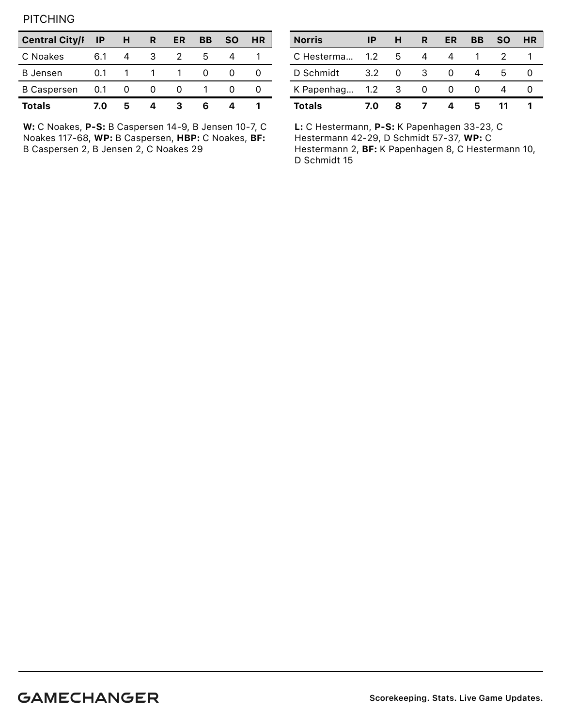PITCHING

| Central City/I | IP | H | R | ER | BB | SO | HR |
|---|---|---|---|---|---|---|---|
| C Noakes | 6.1 | 4 | 3 | 2 | 5 | 4 | 1 |
| B Jensen | 0.1 | 1 | 1 | 1 | 0 | 0 | 0 |
| B Caspersen | 0.1 | 0 | 0 | 0 | 1 | 0 | 0 |
| **Totals** | **7.0** | **5** | **4** | **3** | **6** | **4** | **1** |

**W:** C Noakes, **P-S:** B Caspersen 14-9, B Jensen 10-7, C Noakes 117-68, **WP:** B Caspersen, **HBP:** C Noakes, **BF:** B Caspersen 2, B Jensen 2, C Noakes 29

| Norris | IP | H | R | ER | BB | SO | HR |
|---|---|---|---|---|---|---|---|
| C Hesterma... | 1.2 | 5 | 4 | 4 | 1 | 2 | 1 |
| D Schmidt | 3.2 | 0 | 3 | 0 | 4 | 5 | 0 |
| K Papenhag... | 1.2 | 3 | 0 | 0 | 0 | 4 | 0 |
| **Totals** | **7.0** | **8** | **7** | **4** | **5** | **11** | **1** |

**L:** C Hestermann, **P-S:** K Papenhagen 33-23, C Hestermann 42-29, D Schmidt 57-37, **WP:** C Hestermann 2, **BF:** K Papenhagen 8, C Hestermann 10, D Schmidt 15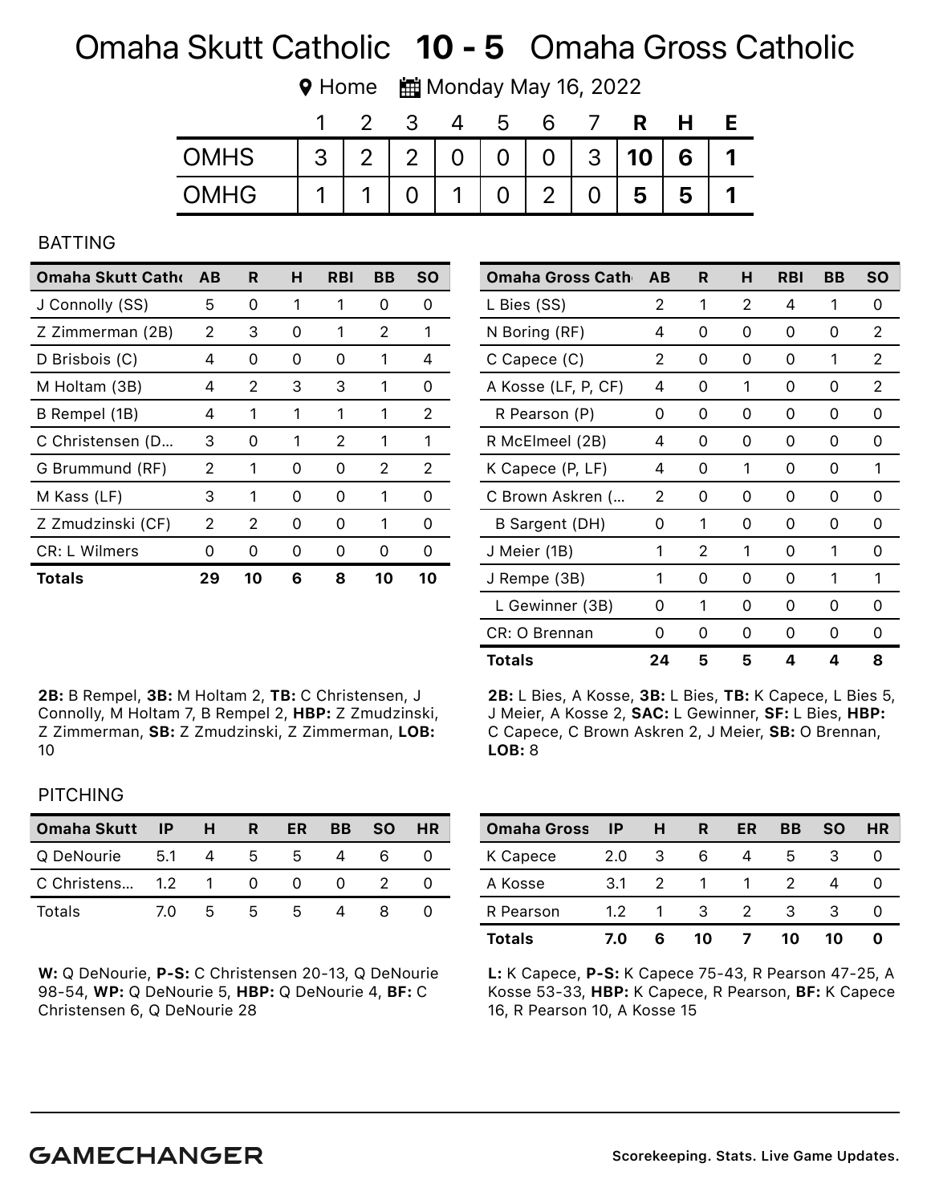# Omaha Skutt Catholic **10 - 5** Omaha Gross Catholic

Home | Monday May 16, 2022

| | 1 | 2 | 3 | 4 | 5 | 6 | 7 | R | H | E |
|---|---|---|---|---|---|---|---|---|---|---|
| OMHS | 3 | 2 | 2 | 0 | 0 | 0 | 3 | **10** | **6** | **1** |
| OMHG | 1 | 1 | 0 | 1 | 0 | 2 | 0 | **5** | **5** | **1** |

## BATTING

| Omaha Skutt Cath | AB | R | H | RBI | BB | SO |
|---|---|---|---|---|---|---|
| J Connolly (SS) | 5 | 0 | 1 | 1 | 0 | 0 |
| Z Zimmerman (2B) | 2 | 3 | 0 | 1 | 2 | 1 |
| D Brisbois (C) | 4 | 0 | 0 | 0 | 1 | 4 |
| M Holtam (3B) | 4 | 2 | 3 | 3 | 1 | 0 |
| B Rempel (1B) | 4 | 1 | 1 | 1 | 1 | 2 |
| C Christensen (D... | 3 | 0 | 1 | 2 | 1 | 1 |
| G Brummund (RF) | 2 | 1 | 0 | 0 | 2 | 2 |
| M Kass (LF) | 3 | 1 | 0 | 0 | 1 | 0 |
| Z Zmudzinski (CF) | 2 | 2 | 0 | 0 | 1 | 0 |
| CR: L Wilmers | 0 | 0 | 0 | 0 | 0 | 0 |
| **Totals** | **29** | **10** | **6** | **8** | **10** | **10** |

**2B:** B Rempel, **3B:** M Holtam 2, **TB:** C Christensen, J Connolly, M Holtam 7, B Rempel 2, **HBP:** Z Zmudzinski, Z Zimmerman, **SB:** Z Zmudzinski, Z Zimmerman, **LOB:** 10

| Omaha Gross Cath | AB | R | H | RBI | BB | SO |
|---|---|---|---|---|---|---|
| L Bies (SS) | 2 | 1 | 2 | 4 | 1 | 0 |
| N Boring (RF) | 4 | 0 | 0 | 0 | 0 | 2 |
| C Capece (C) | 2 | 0 | 0 | 0 | 1 | 2 |
| A Kosse (LF, P, CF) | 4 | 0 | 1 | 0 | 0 | 2 |
| R Pearson (P) | 0 | 0 | 0 | 0 | 0 | 0 |
| R McElmeel (2B) | 4 | 0 | 0 | 0 | 0 | 0 |
| K Capece (P, LF) | 4 | 0 | 1 | 0 | 0 | 1 |
| C Brown Askren (... | 2 | 0 | 0 | 0 | 0 | 0 |
| B Sargent (DH) | 0 | 1 | 0 | 0 | 0 | 0 |
| J Meier (1B) | 1 | 2 | 1 | 0 | 1 | 0 |
| J Rempe (3B) | 1 | 0 | 0 | 0 | 1 | 1 |
| L Gewinner (3B) | 0 | 1 | 0 | 0 | 0 | 0 |
| CR: O Brennan | 0 | 0 | 0 | 0 | 0 | 0 |
| **Totals** | **24** | **5** | **5** | **4** | **4** | **8** |

**2B:** L Bies, A Kosse, **3B:** L Bies, **TB:** K Capece, L Bies 5, J Meier, A Kosse 2, **SAC:** L Gewinner, **SF:** L Bies, **HBP:** C Capece, C Brown Askren 2, J Meier, **SB:** O Brennan, **LOB:** 8

## PITCHING

| Omaha Skutt | IP | H | R | ER | BB | SO | HR |
|---|---|---|---|---|---|---|---|
| Q DeNourie | 5.1 | 4 | 5 | 5 | 4 | 6 | 0 |
| C Christens... | 1.2 | 1 | 0 | 0 | 0 | 2 | 0 |
| Totals | 7.0 | 5 | 5 | 5 | 4 | 8 | 0 |

**W:** Q DeNourie, **P-S:** C Christensen 20-13, Q DeNourie 98-54, **WP:** Q DeNourie 5, **HBP:** Q DeNourie 4, **BF:** C Christensen 6, Q DeNourie 28

| Omaha Gross | IP | H | R | ER | BB | SO | HR |
|---|---|---|---|---|---|---|---|
| K Capece | 2.0 | 3 | 6 | 4 | 5 | 3 | 0 |
| A Kosse | 3.1 | 2 | 1 | 1 | 2 | 4 | 0 |
| R Pearson | 1.2 | 1 | 3 | 2 | 3 | 3 | 0 |
| **Totals** | **7.0** | **6** | **10** | **7** | **10** | **10** | **0** |

**L:** K Capece, **P-S:** K Capece 75-43, R Pearson 47-25, A Kosse 53-33, **HBP:** K Capece, R Pearson, **BF:** K Capece 16, R Pearson 10, A Kosse 15

**GAMECHANGER** Scorekeeping. Stats. Live Game Updates.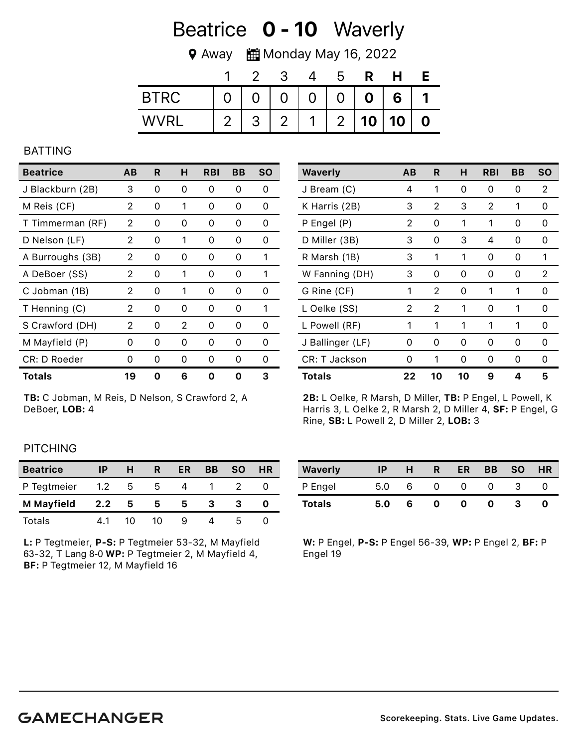# Beatrice **0 - 10** Waverly

Away | Monday May 16, 2022

| | 1 | 2 | 3 | 4 | 5 | R | H | E |
|---|---|---|---|---|---|---|---|---|
| BTRC | 0 | 0 | 0 | 0 | 0 | **0** | **6** | **1** |
| WVRL | 2 | 3 | 2 | 1 | 2 | **10** | **10** | **0** |

## BATTING

| Beatrice | AB | R | H | RBI | BB | SO |
|---|---|---|---|---|---|---|
| J Blackburn (2B) | 3 | 0 | 0 | 0 | 0 | 0 |
| M Reis (CF) | 2 | 0 | 1 | 0 | 0 | 0 |
| T Timmerman (RF) | 2 | 0 | 0 | 0 | 0 | 0 |
| D Nelson (LF) | 2 | 0 | 1 | 0 | 0 | 0 |
| A Burroughs (3B) | 2 | 0 | 0 | 0 | 0 | 1 |
| A DeBoer (SS) | 2 | 0 | 1 | 0 | 0 | 1 |
| C Jobman (1B) | 2 | 0 | 1 | 0 | 0 | 0 |
| T Henning (C) | 2 | 0 | 0 | 0 | 0 | 1 |
| S Crawford (DH) | 2 | 0 | 2 | 0 | 0 | 0 |
| M Mayfield (P) | 0 | 0 | 0 | 0 | 0 | 0 |
| CR: D Roeder | 0 | 0 | 0 | 0 | 0 | 0 |
| **Totals** | **19** | **0** | **6** | **0** | **0** | **3** |

**TB:** C Jobman, M Reis, D Nelson, S Crawford 2, A DeBoer, **LOB:** 4

| Waverly | AB | R | H | RBI | BB | SO |
|---|---|---|---|---|---|---|
| J Bream (C) | 4 | 1 | 0 | 0 | 0 | 2 |
| K Harris (2B) | 3 | 2 | 3 | 2 | 1 | 0 |
| P Engel (P) | 2 | 0 | 1 | 1 | 0 | 0 |
| D Miller (3B) | 3 | 0 | 3 | 4 | 0 | 0 |
| R Marsh (1B) | 3 | 1 | 1 | 0 | 0 | 1 |
| W Fanning (DH) | 3 | 0 | 0 | 0 | 0 | 2 |
| G Rine (CF) | 1 | 2 | 0 | 1 | 1 | 0 |
| L Oelke (SS) | 2 | 2 | 1 | 0 | 1 | 0 |
| L Powell (RF) | 1 | 1 | 1 | 1 | 1 | 0 |
| J Ballinger (LF) | 0 | 0 | 0 | 0 | 0 | 0 |
| CR: T Jackson | 0 | 1 | 0 | 0 | 0 | 0 |
| **Totals** | **22** | **10** | **10** | **9** | **4** | **5** |

**2B:** L Oelke, R Marsh, D Miller, **TB:** P Engel, L Powell, K Harris 3, L Oelke 2, R Marsh 2, D Miller 4, **SF:** P Engel, G Rine, **SB:** L Powell 2, D Miller 2, **LOB:** 3

## PITCHING

| Beatrice | IP | H | R | ER | BB | SO | HR |
|---|---|---|---|---|---|---|---|
| P Tegtmeier | 1.2 | 5 | 5 | 4 | 1 | 2 | 0 |
| **M Mayfield** | **2.2** | **5** | **5** | **5** | **3** | **3** | **0** |
| Totals | 4.1 | 10 | 10 | 9 | 4 | 5 | 0 |

**L:** P Tegtmeier, **P-S:** P Tegtmeier 53-32, M Mayfield 63-32, T Lang 8-0 **WP:** P Tegtmeier 2, M Mayfield 4, **BF:** P Tegtmeier 12, M Mayfield 16

| Waverly | IP | H | R | ER | BB | SO | HR |
|---|---|---|---|---|---|---|---|
| P Engel | 5.0 | 6 | 0 | 0 | 0 | 3 | 0 |
| **Totals** | **5.0** | **6** | **0** | **0** | **0** | **3** | **0** |

**W:** P Engel, **P-S:** P Engel 56-39, **WP:** P Engel 2, **BF:** P Engel 19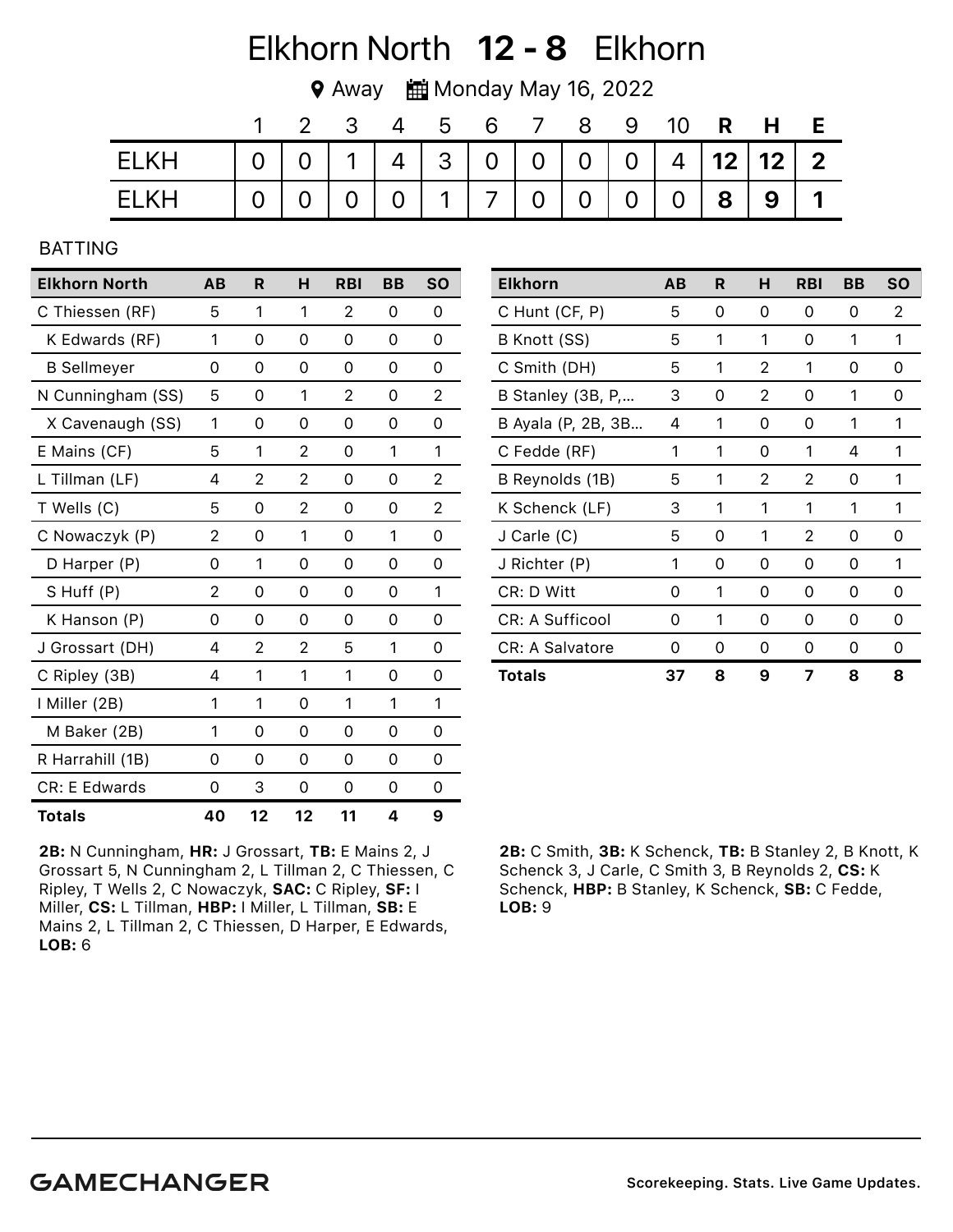# Elkhorn North **12 - 8** Elkhorn

Away | Monday May 16, 2022

| | 1 | 2 | 3 | 4 | 5 | 6 | 7 | 8 | 9 | 10 | R | H | E |
|---|---|---|---|---|---|---|---|---|---|---|---|---|---|
| ELKH | 0 | 0 | 1 | 4 | 3 | 0 | 0 | 0 | 0 | 4 | **12** | **12** | **2** |
| ELKH | 0 | 0 | 0 | 0 | 1 | 7 | 0 | 0 | 0 | 0 | **8** | **9** | **1** |

BATTING

| Elkhorn North | AB | R | H | RBI | BB | SO |
|---|---|---|---|---|---|---|
| C Thiessen (RF) | 5 | 1 | 1 | 2 | 0 | 0 |
| K Edwards (RF) | 1 | 0 | 0 | 0 | 0 | 0 |
| B Sellmeyer | 0 | 0 | 0 | 0 | 0 | 0 |
| N Cunningham (SS) | 5 | 0 | 1 | 2 | 0 | 2 |
| X Cavenaugh (SS) | 1 | 0 | 0 | 0 | 0 | 0 |
| E Mains (CF) | 5 | 1 | 2 | 0 | 1 | 1 |
| L Tillman (LF) | 4 | 2 | 2 | 0 | 0 | 2 |
| T Wells (C) | 5 | 0 | 2 | 0 | 0 | 2 |
| C Nowaczyk (P) | 2 | 0 | 1 | 0 | 1 | 0 |
| D Harper (P) | 0 | 1 | 0 | 0 | 0 | 0 |
| S Huff (P) | 2 | 0 | 0 | 0 | 0 | 1 |
| K Hanson (P) | 0 | 0 | 0 | 0 | 0 | 0 |
| J Grossart (DH) | 4 | 2 | 2 | 5 | 1 | 0 |
| C Ripley (3B) | 4 | 1 | 1 | 1 | 0 | 0 |
| I Miller (2B) | 1 | 1 | 0 | 1 | 1 | 1 |
| M Baker (2B) | 1 | 0 | 0 | 0 | 0 | 0 |
| R Harrahill (1B) | 0 | 0 | 0 | 0 | 0 | 0 |
| CR: E Edwards | 0 | 3 | 0 | 0 | 0 | 0 |
| **Totals** | **40** | **12** | **12** | **11** | **4** | **9** |

**2B:** N Cunningham, **HR:** J Grossart, **TB:** E Mains 2, J Grossart 5, N Cunningham 2, L Tillman 2, C Thiessen, C Ripley, T Wells 2, C Nowaczyk, **SAC:** C Ripley, **SF:** I Miller, **CS:** L Tillman, **HBP:** I Miller, L Tillman, **SB:** E Mains 2, L Tillman 2, C Thiessen, D Harper, E Edwards, **LOB:** 6

| Elkhorn | AB | R | H | RBI | BB | SO |
|---|---|---|---|---|---|---|
| C Hunt (CF, P) | 5 | 0 | 0 | 0 | 0 | 2 |
| B Knott (SS) | 5 | 1 | 1 | 0 | 1 | 1 |
| C Smith (DH) | 5 | 1 | 2 | 1 | 0 | 0 |
| B Stanley (3B, P,... | 3 | 0 | 2 | 0 | 1 | 0 |
| B Ayala (P, 2B, 3B... | 4 | 1 | 0 | 0 | 1 | 1 |
| C Fedde (RF) | 1 | 1 | 0 | 1 | 4 | 1 |
| B Reynolds (1B) | 5 | 1 | 2 | 2 | 0 | 1 |
| K Schenck (LF) | 3 | 1 | 1 | 1 | 1 | 1 |
| J Carle (C) | 5 | 0 | 1 | 2 | 0 | 0 |
| J Richter (P) | 1 | 0 | 0 | 0 | 0 | 1 |
| CR: D Witt | 0 | 1 | 0 | 0 | 0 | 0 |
| CR: A Sufficool | 0 | 1 | 0 | 0 | 0 | 0 |
| CR: A Salvatore | 0 | 0 | 0 | 0 | 0 | 0 |
| **Totals** | **37** | **8** | **9** | **7** | **8** | **8** |

**2B:** C Smith, **3B:** K Schenck, **TB:** B Stanley 2, B Knott, K Schenck 3, J Carle, C Smith 3, B Reynolds 2, **CS:** K Schenck, **HBP:** B Stanley, K Schenck, **SB:** C Fedde, **LOB:** 9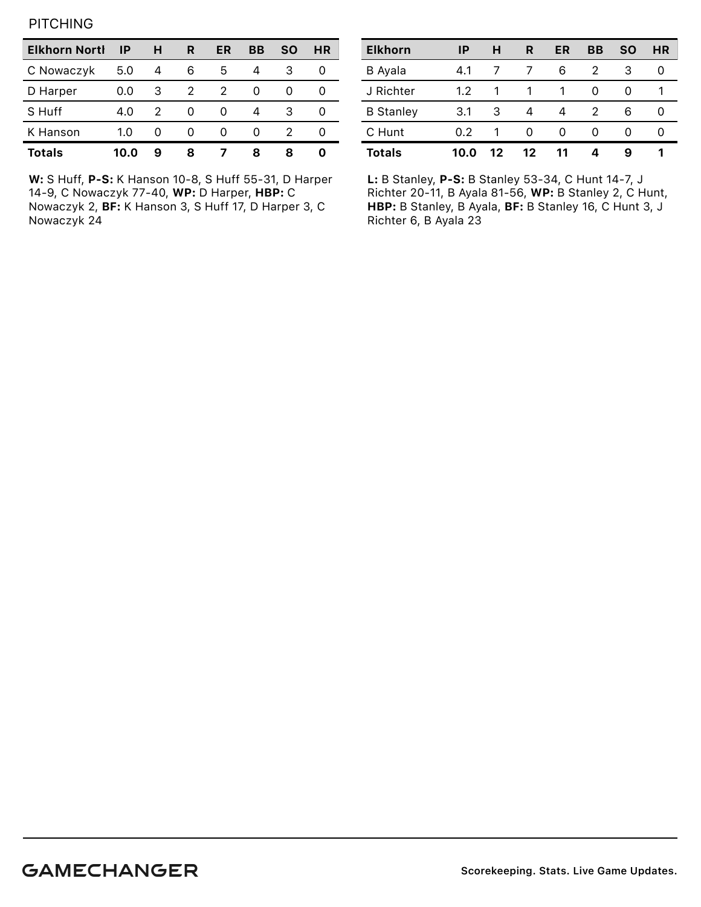PITCHING

| Elkhorn North | IP | H | R | ER | BB | SO | HR |
|---|---|---|---|---|---|---|---|
| C Nowaczyk | 5.0 | 4 | 6 | 5 | 4 | 3 | 0 |
| D Harper | 0.0 | 3 | 2 | 2 | 0 | 0 | 0 |
| S Huff | 4.0 | 2 | 0 | 0 | 4 | 3 | 0 |
| K Hanson | 1.0 | 0 | 0 | 0 | 0 | 2 | 0 |
| **Totals** | **10.0** | **9** | **8** | **7** | **8** | **8** | **0** |

**W:** S Huff, **P-S:** K Hanson 10-8, S Huff 55-31, D Harper 14-9, C Nowaczyk 77-40, **WP:** D Harper, **HBP:** C Nowaczyk 2, **BF:** K Hanson 3, S Huff 17, D Harper 3, C Nowaczyk 24

| Elkhorn | IP | H | R | ER | BB | SO | HR |
|---|---|---|---|---|---|---|---|
| B Ayala | 4.1 | 7 | 7 | 6 | 2 | 3 | 0 |
| J Richter | 1.2 | 1 | 1 | 1 | 0 | 0 | 1 |
| B Stanley | 3.1 | 3 | 4 | 4 | 2 | 6 | 0 |
| C Hunt | 0.2 | 1 | 0 | 0 | 0 | 0 | 0 |
| **Totals** | **10.0** | **12** | **12** | **11** | **4** | **9** | **1** |

**L:** B Stanley, **P-S:** B Stanley 53-34, C Hunt 14-7, J Richter 20-11, B Ayala 81-56, **WP:** B Stanley 2, C Hunt, **HBP:** B Stanley, B Ayala, **BF:** B Stanley 16, C Hunt 3, J Richter 6, B Ayala 23